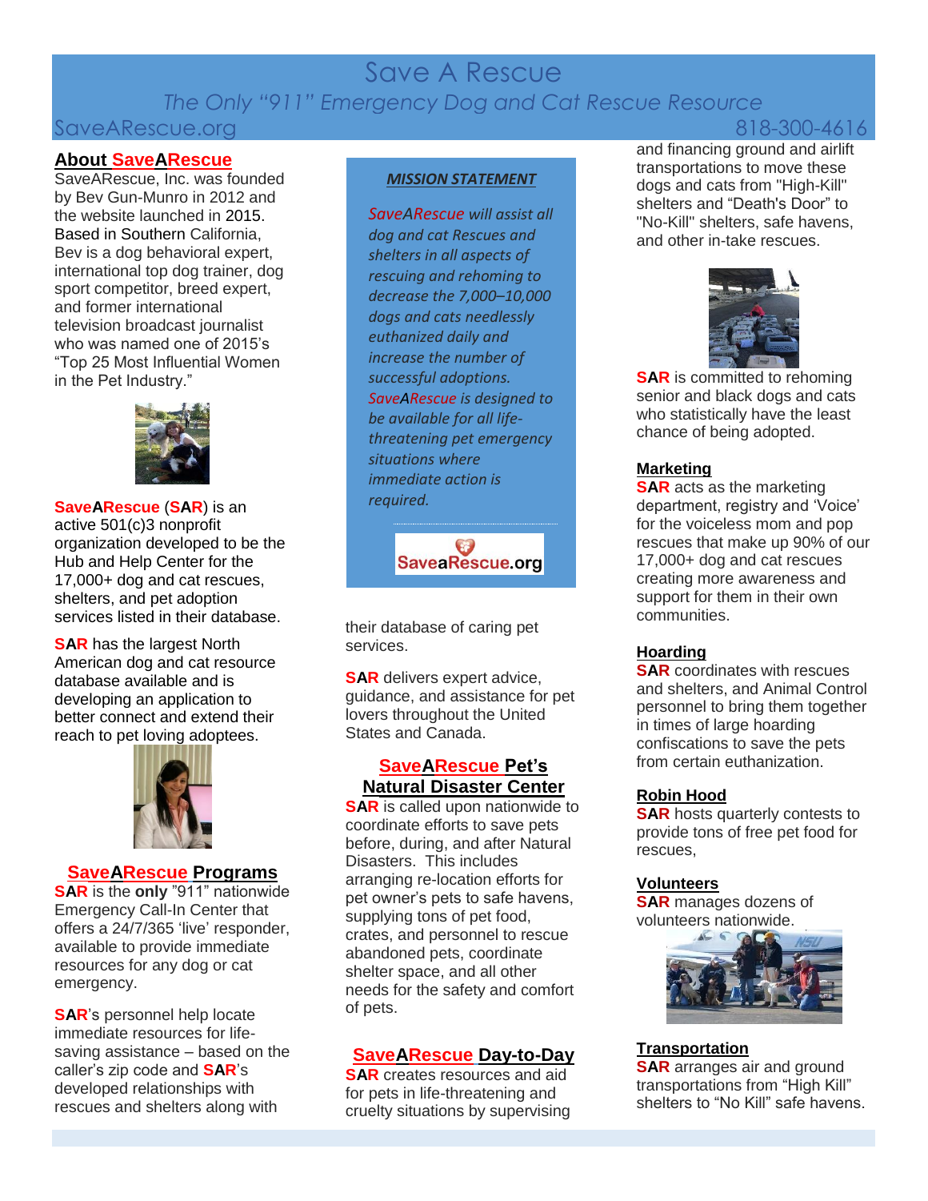# Save A Rescue

*The Only "911" Emergency Dog and Cat Rescue Resource*

SaveARescue.org 818-300-4616

## About SaveARescue

SaveARescue, Inc. was founded by Bev Gun-Munro in 2012 and the website launched in 2015. Based in Southern California, Bev is a dog behavioral expert, international top dog trainer, dog sport competitor, breed expert, and former international television broadcast journalist who was named one of 2015's "Top 25 Most Influential Women in the Pet Industry."

**SaveARescue** (**SAR**) is an active 501(c)3 nonprofit organization developed to be the Hub and Help Center for the 17,000+ dog and cat rescues, shelters, and pet adoption services listed in their database.

**SAR** has the largest North American dog and cat resource database available and is developing an application to better connect and extend their reach to pet loving adoptees.

## SaveARescue Programs

**SAR** is the **only** "911" nationwide Emergency Call-In Center that offers a 24/7/365 'live' responder, available to provide immediate resources for any dog or cat emergency.

**SAR**'s personnel help locate immediate resources for life-saving assistance – based on the caller's zip code and **SAR**'s developed relationships with rescues and shelters along with their database of caring pet services.

***MISSION STATEMENT***

*SaveARescue will assist all dog and cat Rescues and shelters in all aspects of rescuing and rehoming to decrease the 7,000–10,000 dogs and cats needlessly euthanized daily and increase the number of successful adoptions. SaveARescue is designed to be available for all life-threatening pet emergency situations where immediate action is required.*

SaveaRescue.org

**SAR** delivers expert advice, guidance, and assistance for pet lovers throughout the United States and Canada.

## SaveARescue Pet's Natural Disaster Center

**SAR** is called upon nationwide to coordinate efforts to save pets before, during, and after Natural Disasters. This includes arranging re-location efforts for pet owner's pets to safe havens, supplying tons of pet food, crates, and personnel to rescue abandoned pets, coordinate shelter space, and all other needs for the safety and comfort of pets.

## SaveARescue Day-to-Day

**SAR** creates resources and aid for pets in life-threatening and cruelty situations by supervising and financing ground and airlift transportations to move these dogs and cats from "High-Kill" shelters and "Death's Door" to "No-Kill" shelters, safe havens, and other in-take rescues.

**SAR** is committed to rehoming senior and black dogs and cats who statistically have the least chance of being adopted.

### Marketing

**SAR** acts as the marketing department, registry and 'Voice' for the voiceless mom and pop rescues that make up 90% of our 17,000+ dog and cat rescues creating more awareness and support for them in their own communities.

### Hoarding

**SAR** coordinates with rescues and shelters, and Animal Control personnel to bring them together in times of large hoarding confiscations to save the pets from certain euthanization.

### Robin Hood

**SAR** hosts quarterly contests to provide tons of free pet food for rescues,

### Volunteers

**SAR** manages dozens of volunteers nationwide.

### Transportation

**SAR** arranges air and ground transportations from "High Kill" shelters to "No Kill" safe havens.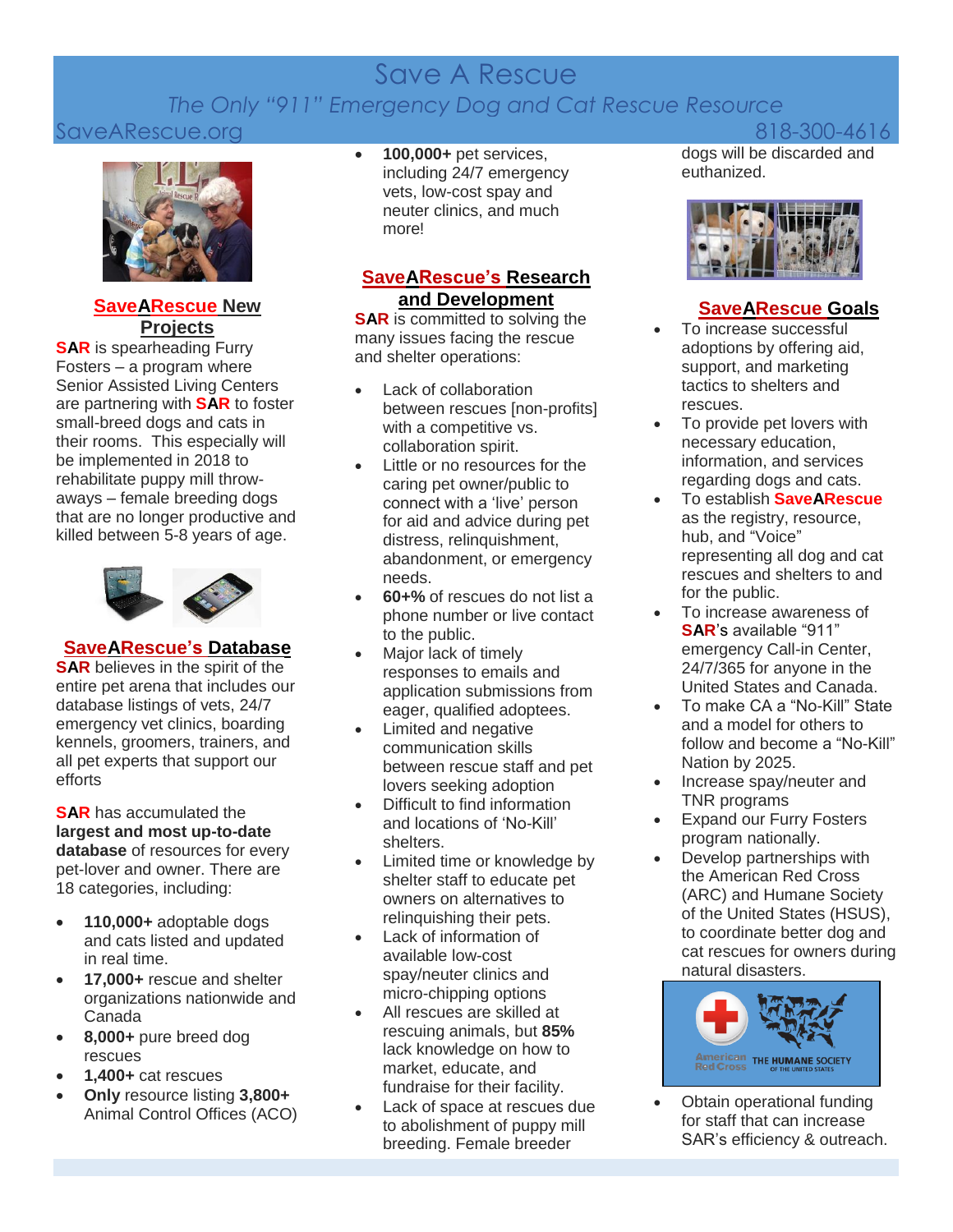# Save A Rescue

*The Only "911" Emergency Dog and Cat Rescue Resource*

SaveARescue.org 818-300-4616

## SaveARescue New Projects

**SAR** is spearheading Furry Fosters – a program where Senior Assisted Living Centers are partnering with **SAR** to foster small-breed dogs and cats in their rooms. This especially will be implemented in 2018 to rehabilitate puppy mill throw-aways – female breeding dogs that are no longer productive and killed between 5-8 years of age.

## SaveARescue's Database

**SAR** believes in the spirit of the entire pet arena that includes our database listings of vets, 24/7 emergency vet clinics, boarding kennels, groomers, trainers, and all pet experts that support our efforts

**SAR** has accumulated the **largest and most up-to-date database** of resources for every pet-lover and owner. There are 18 categories, including:

- **110,000+** adoptable dogs and cats listed and updated in real time.
- **17,000+** rescue and shelter organizations nationwide and Canada
- **8,000+** pure breed dog rescues
- **1,400+** cat rescues
- **Only** resource listing **3,800+** Animal Control Offices (ACO)
- **100,000+** pet services, including 24/7 emergency vets, low-cost spay and neuter clinics, and much more!

## SaveARescue's Research and Development

**SAR** is committed to solving the many issues facing the rescue and shelter operations:

- Lack of collaboration between rescues [non-profits] with a competitive vs. collaboration spirit.
- Little or no resources for the caring pet owner/public to connect with a 'live' person for aid and advice during pet distress, relinquishment, abandonment, or emergency needs.
- **60+%** of rescues do not list a phone number or live contact to the public.
- Major lack of timely responses to emails and application submissions from eager, qualified adoptees.
- Limited and negative communication skills between rescue staff and pet lovers seeking adoption
- Difficult to find information and locations of 'No-Kill' shelters.
- Limited time or knowledge by shelter staff to educate pet owners on alternatives to relinquishing their pets.
- Lack of information of available low-cost spay/neuter clinics and micro-chipping options
- All rescues are skilled at rescuing animals, but **85%** lack knowledge on how to market, educate, and fundraise for their facility.
- Lack of space at rescues due to abolishment of puppy mill breeding. Female breeder dogs will be discarded and euthanized.

## SaveARescue Goals

- To increase successful adoptions by offering aid, support, and marketing tactics to shelters and rescues.
- To provide pet lovers with necessary education, information, and services regarding dogs and cats.
- To establish **SaveARescue** as the registry, resource, hub, and "Voice" representing all dog and cat rescues and shelters to and for the public.
- To increase awareness of **SAR**'s available "911" emergency Call-in Center, 24/7/365 for anyone in the United States and Canada.
- To make CA a "No-Kill" State and a model for others to follow and become a "No-Kill" Nation by 2025.
- Increase spay/neuter and TNR programs
- Expand our Furry Fosters program nationally.
- Develop partnerships with the American Red Cross (ARC) and Humane Society of the United States (HSUS), to coordinate better dog and cat rescues for owners during natural disasters.
- Obtain operational funding for staff that can increase SAR's efficiency & outreach.